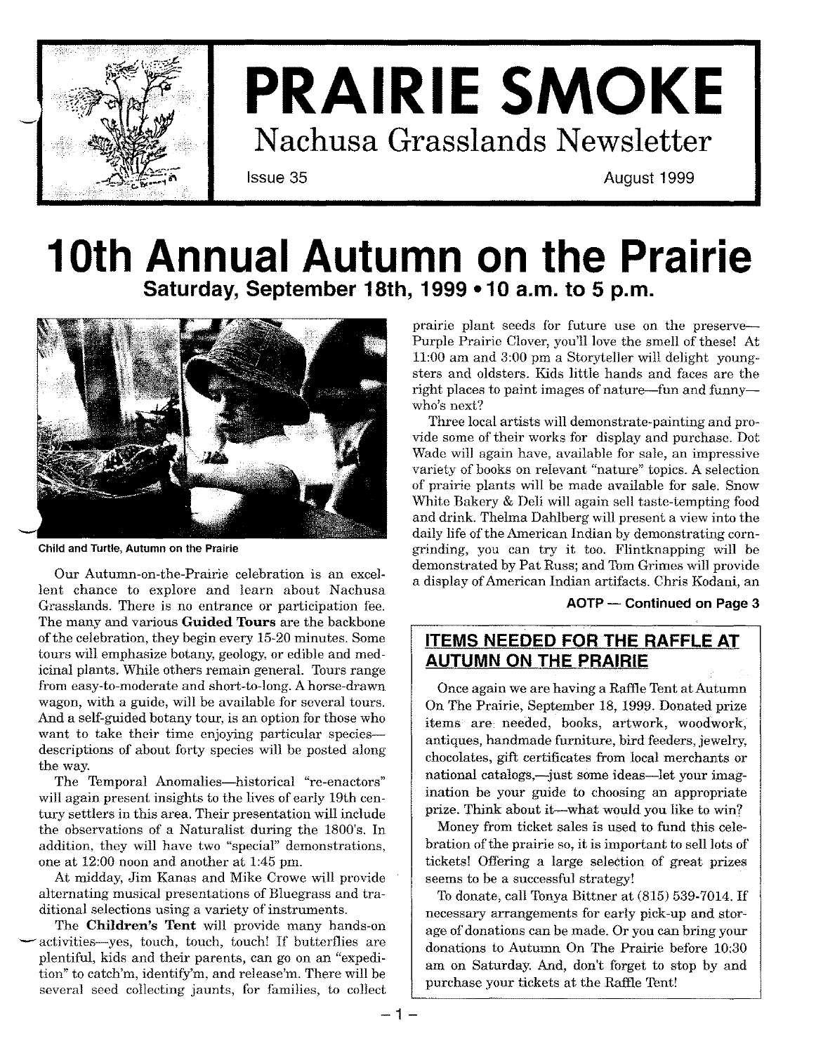# PRAIRIE SMOKE

## Nachusa Grasslands Newsletter

Issue 35 August 1999

# 10th Annual Autumn on the Prairie

### Saturday, September 18th, 1999 • 10 a.m. to 5 p.m.

Child and Turtle, Autumn on the Prairie

Our Autumn-on-the-Prairie celebration is an excellent chance to explore and learn about Nachusa Grasslands. There is no entrance or participation fee. The many and various **Guided Tours** are the backbone of the celebration, they begin every 15-20 minutes. Some tours will emphasize botany, geology, or edible and medicinal plants. While others remain general. Tours range from easy-to-moderate and short-to-long. A horse-drawn wagon, with a guide, will be available for several tours. And a self-guided botany tour, is an option for those who want to take their time enjoying particular species—descriptions of about forty species will be posted along the way.

The Temporal Anomalies—historical "re-enactors" will again present insights to the lives of early 19th century settlers in this area. Their presentation will include the observations of a Naturalist during the 1800's. In addition, they will have two "special" demonstrations, one at 12:00 noon and another at 1:45 pm.

At midday, Jim Kanas and Mike Crowe will provide alternating musical presentations of Bluegrass and traditional selections using a variety of instruments.

The **Children's Tent** will provide many hands-on activities—yes, touch, touch, touch! If butterflies are plentiful, kids and their parents, can go on an "expedition" to catch'm, identify'm, and release'm. There will be several seed collecting jaunts, for families, to collect prairie plant seeds for future use on the preserve—Purple Prairie Clover, you'll love the smell of these! At 11:00 am and 3:00 pm a Storyteller will delight youngsters and oldsters. Kids little hands and faces are the right places to paint images of nature—fun and funny—who's next?

Three local artists will demonstrate-painting and provide some of their works for display and purchase. Dot Wade will again have, available for sale, an impressive variety of books on relevant "nature" topics. A selection of prairie plants will be made available for sale. Snow White Bakery & Deli will again sell taste-tempting food and drink. Thelma Dahlberg will present a view into the daily life of the American Indian by demonstrating corn-grinding, you can try it too. Flintknapping will be demonstrated by Pat Russ; and Tom Grimes will provide a display of American Indian artifacts. Chris Kodani, an

**AOTP — Continued on Page 3**

## ITEMS NEEDED FOR THE RAFFLE AT AUTUMN ON THE PRAIRIE

Once again we are having a Raffle Tent at Autumn On The Prairie, September 18, 1999. Donated prize items are needed, books, artwork, woodwork, antiques, handmade furniture, bird feeders, jewelry, chocolates, gift certificates from local merchants or national catalogs,—just some ideas—let your imagination be your guide to choosing an appropriate prize. Think about it—what would you like to win?

Money from ticket sales is used to fund this celebration of the prairie so, it is important to sell lots of tickets! Offering a large selection of great prizes seems to be a successful strategy!

To donate, call Tonya Bittner at (815) 539-7014. If necessary arrangements for early pick-up and storage of donations can be made. Or you can bring your donations to Autumn On The Prairie before 10:30 am on Saturday. And, don't forget to stop by and purchase your tickets at the Raffle Tent!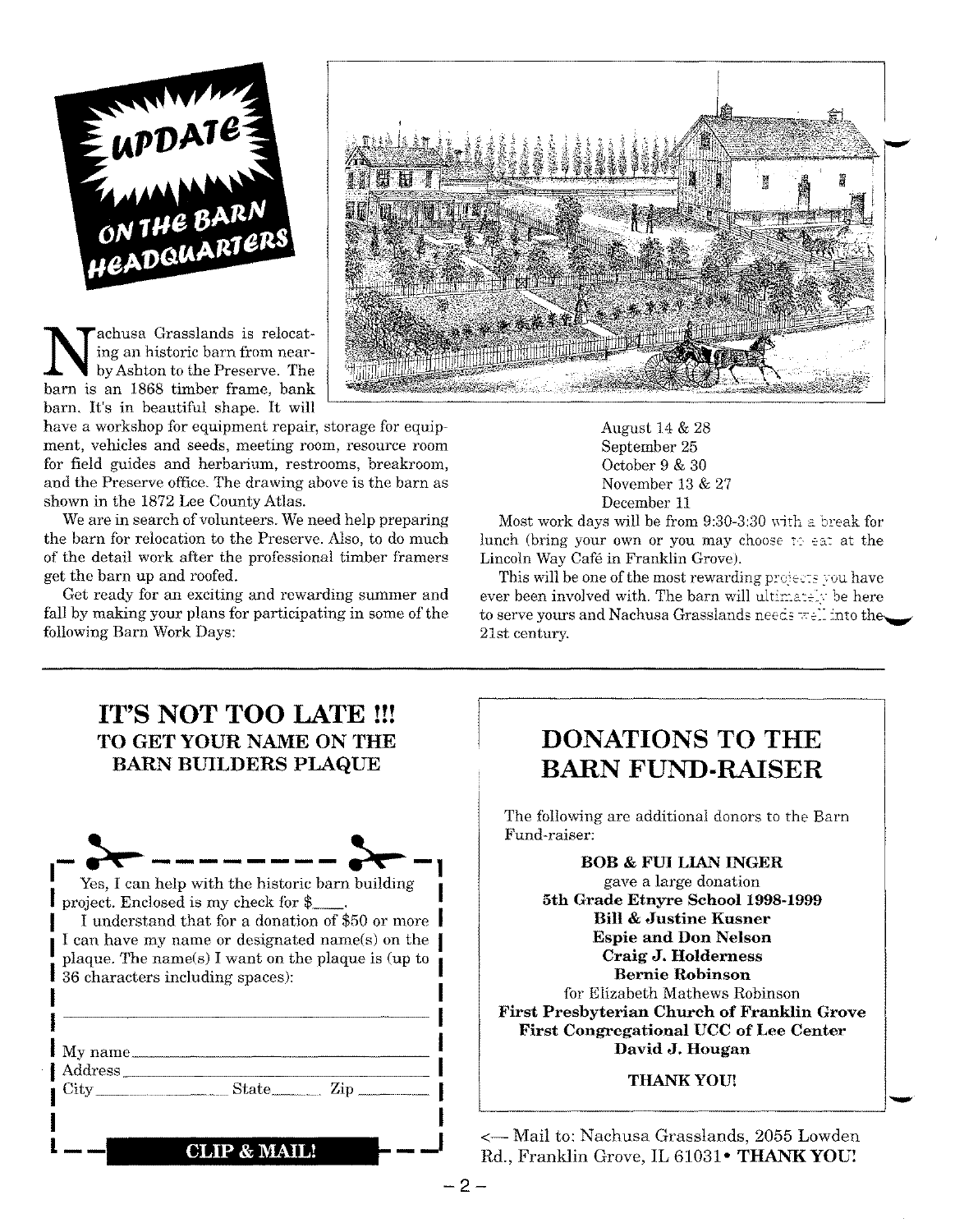## UPDATE ON THE BARN HEADQUARTERS

Nachusa Grasslands is relocating an historic barn from nearby Ashton to the Preserve. The barn is an 1868 timber frame, bank barn. It's in beautiful shape. It will have a workshop for equipment repair, storage for equipment, vehicles and seeds, meeting room, resource room for field guides and herbarium, restrooms, breakroom, and the Preserve office. The drawing above is the barn as shown in the 1872 Lee County Atlas.

We are in search of volunteers. We need help preparing the barn for relocation to the Preserve. Also, to do much of the detail work after the professional timber framers get the barn up and roofed.

Get ready for an exciting and rewarding summer and fall by making your plans for participating in some of the following Barn Work Days:

August 14 & 28
September 25
October 9 & 30
November 13 & 27
December 11

Most work days will be from 9:30-3:30 with a break for lunch (bring your own or you may choose to eat at the Lincoln Way Café in Franklin Grove).

This will be one of the most rewarding projects you have ever been involved with. The barn will ultimately be here to serve yours and Nachusa Grasslands needs well into the 21st century.

---

## IT'S NOT TOO LATE !!!
### TO GET YOUR NAME ON THE BARN BUILDERS PLAQUE

Yes, I can help with the historic barn building project. Enclosed is my check for $____.

I understand that for a donation of $50 or more I can have my name or designated name(s) on the plaque. The name(s) I want on the plaque is (up to 36 characters including spaces):

______________________________

My name______________________________
Address______________________________
City______________ State________ Zip__________

**CLIP & MAIL!**

## DONATIONS TO THE BARN FUND-RAISER

The following are additional donors to the Barn Fund-raiser:

**BOB & FUI LIAN INGER**
gave a large donation
**5th Grade Etnyre School 1998-1999**
**Bill & Justine Kusner**
**Espie and Don Nelson**
**Craig J. Holderness**
**Bernie Robinson**
for Elizabeth Mathews Robinson
**First Presbyterian Church of Franklin Grove**
**First Congregational UCC of Lee Center**
**David J. Hougan**

**THANK YOU!**

<— Mail to: Nachusa Grasslands, 2055 Lowden Rd., Franklin Grove, IL 61031• **THANK YOU!**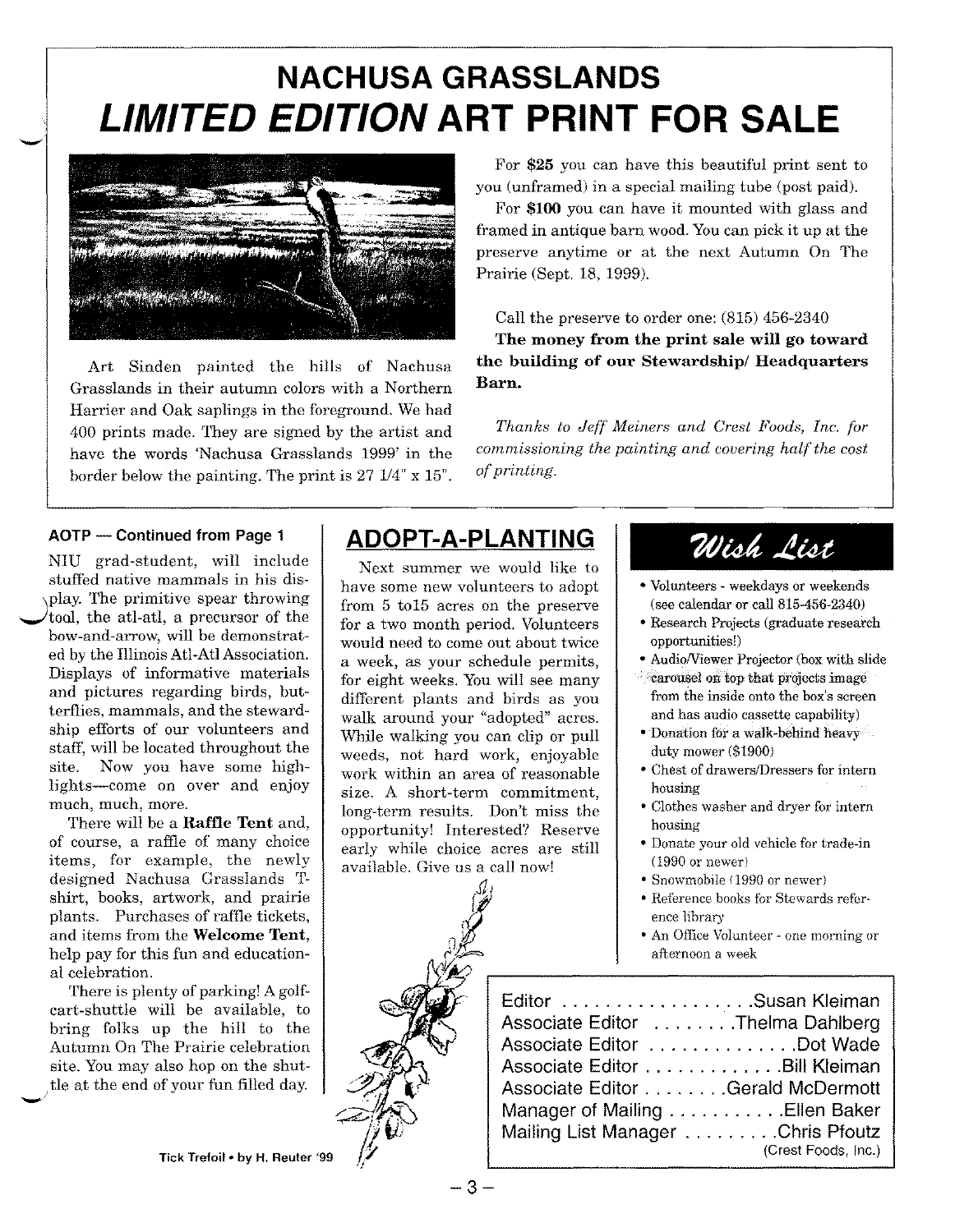# NACHUSA GRASSLANDS

# *LIMITED EDITION* ART PRINT FOR SALE

Art Sinden painted the hills of Nachusa Grasslands in their autumn colors with a Northern Harrier and Oak saplings in the foreground. We had 400 prints made. They are signed by the artist and have the words 'Nachusa Grasslands 1999' in the border below the painting. The print is 27 1/4" x 15".

For **$25** you can have this beautiful print sent to you (unframed) in a special mailing tube (post paid).

For **$100** you can have it mounted with glass and framed in antique barn wood. You can pick it up at the preserve anytime or at the next Autumn On The Prairie (Sept. 18, 1999).

Call the preserve to order one: (815) 456-2340

**The money from the print sale will go toward the building of our Stewardship/ Headquarters Barn.**

*Thanks to Jeff Meiners and Crest Foods, Inc. for commissioning the painting and covering half the cost of printing.*

---

**AOTP — Continued from Page 1**

NIU grad-student, will include stuffed native mammals in his display. The primitive spear throwing tool, the atl-atl, a precursor of the bow-and-arrow, will be demonstrated by the Illinois Atl-Atl Association. Displays of informative materials and pictures regarding birds, butterflies, mammals, and the stewardship efforts of our volunteers and staff, will be located throughout the site. Now you have some highlights—come on over and enjoy much, much, more.

There will be a **Raffle Tent** and, of course, a raffle of many choice items, for example, the newly designed Nachusa Grasslands T-shirt, books, artwork, and prairie plants. Purchases of raffle tickets, and items from the **Welcome Tent**, help pay for this fun and educational celebration.

There is plenty of parking! A golf-cart-shuttle will be available, to bring folks up the hill to the Autumn On The Prairie celebration site. You may also hop on the shuttle at the end of your fun filled day.

## ADOPT-A-PLANTING

Next summer we would like to have some new volunteers to adopt from 5 to15 acres on the preserve for a two month period. Volunteers would need to come out about twice a week, as your schedule permits, for eight weeks. You will see many different plants and birds as you walk around your "adopted" acres. While walking you can clip or pull weeds, not hard work, enjoyable work within an area of reasonable size. A short-term commitment, long-term results. Don't miss the opportunity! Interested? Reserve early while choice acres are still available. Give us a call now!

Tick Trefoil • by H. Reuter '99

## Wish List

- Volunteers - weekdays or weekends (see calendar or call 815-456-2340)
- Research Projects (graduate research opportunities!)
- Audio/Viewer Projector (box with slide carousel on top that projects image from the inside onto the box's screen and has audio cassette capability)
- Donation for a walk-behind heavy duty mower ($1900)
- Chest of drawers/Dressers for intern housing
- Clothes washer and dryer for intern housing
- Donate your old vehicle for trade-in (1990 or newer)
- Snowmobile (1990 or newer)
- Reference books for Stewards reference library
- An Office Volunteer - one morning or afternoon a week

Editor . . . . . . . . . . . . . . . . . Susan Kleiman
Associate Editor . . . . . . . . Thelma Dahlberg
Associate Editor . . . . . . . . . . . . . . Dot Wade
Associate Editor . . . . . . . . . . . . . Bill Kleiman
Associate Editor . . . . . . . . Gerald McDermott
Manager of Mailing . . . . . . . . . . . Ellen Baker
Mailing List Manager . . . . . . . . . Chris Pfoutz
(Crest Foods, Inc.)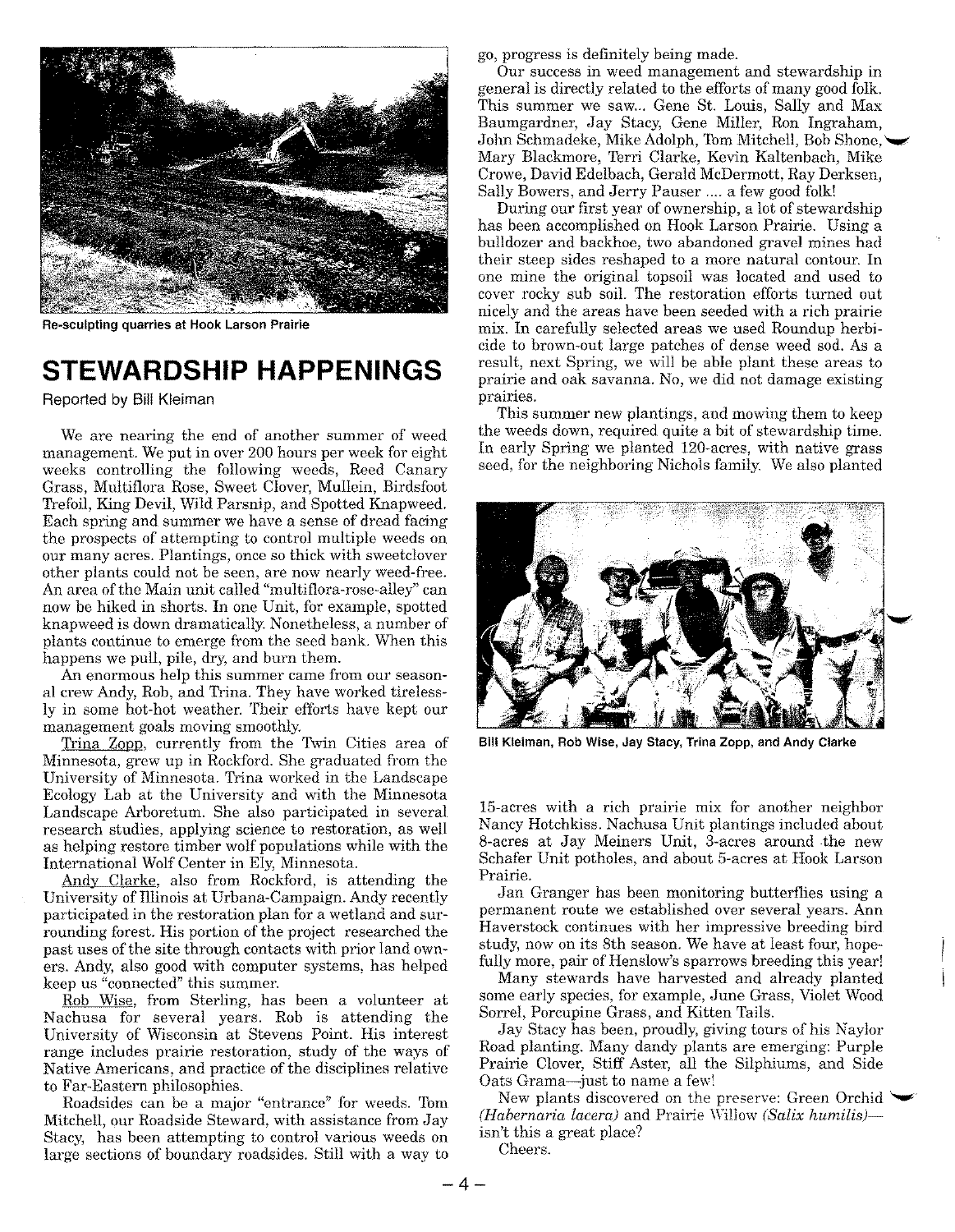Re-sculpting quarries at Hook Larson Prairie

## STEWARDSHIP HAPPENINGS

Reported by Bill Kleiman

We are nearing the end of another summer of weed management. We put in over 200 hours per week for eight weeks controlling the following weeds, Reed Canary Grass, Multiflora Rose, Sweet Clover, Mullein, Birdsfoot Trefoil, King Devil, Wild Parsnip, and Spotted Knapweed. Each spring and summer we have a sense of dread facing the prospects of attempting to control multiple weeds on our many acres. Plantings, once so thick with sweetclover other plants could not be seen, are now nearly weed-free. An area of the Main unit called "multiflora-rose-alley" can now be hiked in shorts. In one Unit, for example, spotted knapweed is down dramatically. Nonetheless, a number of plants continue to emerge from the seed bank. When this happens we pull, pile, dry, and burn them.

An enormous help this summer came from our seasonal crew Andy, Rob, and Trina. They have worked tirelessly in some hot-hot weather. Their efforts have kept our management goals moving smoothly.

Trina Zopp, currently from the Twin Cities area of Minnesota, grew up in Rockford. She graduated from the University of Minnesota. Trina worked in the Landscape Ecology Lab at the University and with the Minnesota Landscape Arboretum. She also participated in several research studies, applying science to restoration, as well as helping restore timber wolf populations while with the International Wolf Center in Ely, Minnesota.

Andy Clarke, also from Rockford, is attending the University of Illinois at Urbana-Campaign. Andy recently participated in the restoration plan for a wetland and surrounding forest. His portion of the project researched the past uses of the site through contacts with prior land owners. Andy, also good with computer systems, has helped keep us "connected" this summer.

Rob Wise, from Sterling, has been a volunteer at Nachusa for several years. Rob is attending the University of Wisconsin at Stevens Point. His interest range includes prairie restoration, study of the ways of Native Americans, and practice of the disciplines relative to Far-Eastern philosophies.

Roadsides can be a major "entrance" for weeds. Tom Mitchell, our Roadside Steward, with assistance from Jay Stacy, has been attempting to control various weeds on large sections of boundary roadsides. Still with a way to go, progress is definitely being made.

Our success in weed management and stewardship in general is directly related to the efforts of many good folk. This summer we saw... Gene St. Louis, Sally and Max Baumgardner, Jay Stacy, Gene Miller, Ron Ingraham, John Schmadeke, Mike Adolph, Tom Mitchell, Bob Shone, Mary Blackmore, Terri Clarke, Kevin Kaltenbach, Mike Crowe, David Edelbach, Gerald McDermott, Ray Derksen, Sally Bowers, and Jerry Pauser .... a few good folk!

During our first year of ownership, a lot of stewardship has been accomplished on Hook Larson Prairie. Using a bulldozer and backhoe, two abandoned gravel mines had their steep sides reshaped to a more natural contour. In one mine the original topsoil was located and used to cover rocky sub soil. The restoration efforts turned out nicely and the areas have been seeded with a rich prairie mix. In carefully selected areas we used Roundup herbicide to brown-out large patches of dense weed sod. As a result, next Spring, we will be able plant these areas to prairie and oak savanna. No, we did not damage existing prairies.

This summer new plantings, and mowing them to keep the weeds down, required quite a bit of stewardship time. In early Spring we planted 120-acres, with native grass seed, for the neighboring Nichols family. We also planted 15-acres with a rich prairie mix for another neighbor Nancy Hotchkiss. Nachusa Unit plantings included about 8-acres at Jay Meiners Unit, 3-acres around the new Schafer Unit potholes, and about 5-acres at Hook Larson Prairie.

Bill Kleiman, Rob Wise, Jay Stacy, Trina Zopp, and Andy Clarke

Jan Granger has been monitoring butterflies using a permanent route we established over several years. Ann Haverstock continues with her impressive breeding bird study, now on its 8th season. We have at least four, hopefully more, pair of Henslow's sparrows breeding this year!

Many stewards have harvested and already planted some early species, for example, June Grass, Violet Wood Sorrel, Porcupine Grass, and Kitten Tails.

Jay Stacy has been, proudly, giving tours of his Naylor Road planting. Many dandy plants are emerging: Purple Prairie Clover, Stiff Aster, all the Silphiums, and Side Oats Grama—just to name a few!

New plants discovered on the preserve: Green Orchid *(Habernaria lacera)* and Prairie Willow *(Salix humilis)*—isn't this a great place?

Cheers.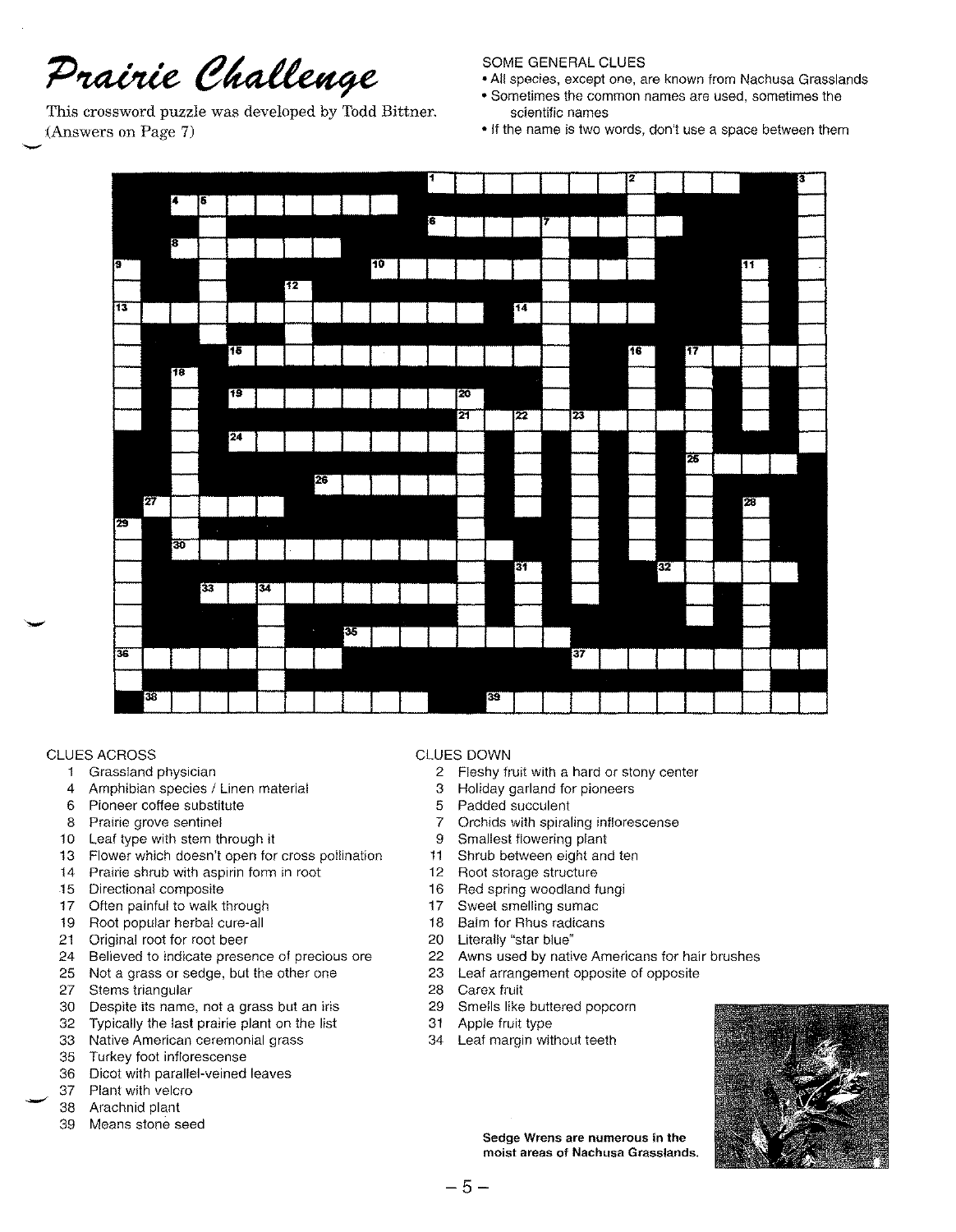# *Prairie Challenge*

This crossword puzzle was developed by Todd Bittner.
(Answers on Page 7)

SOME GENERAL CLUES

- All species, except one, are known from Nachusa Grasslands
- Sometimes the common names are used, sometimes the scientific names
- If the name is two words, don't use a space between them

## CLUES ACROSS

1 Grassland physician
4 Amphibian species / Linen material
6 Pioneer coffee substitute
8 Prairie grove sentinel
10 Leaf type with stem through it
13 Flower which doesn't open for cross pollination
14 Prairie shrub with aspirin form in root
15 Directional composite
17 Often painful to walk through
19 Root popular herbal cure-all
21 Original root for root beer
24 Believed to indicate presence of precious ore
25 Not a grass or sedge, but the other one
27 Stems triangular
30 Despite its name, not a grass but an iris
32 Typically the last prairie plant on the list
33 Native American ceremonial grass
35 Turkey foot inflorescense
36 Dicot with parallel-veined leaves
37 Plant with velcro
38 Arachnid plant
39 Means stone seed

## CLUES DOWN

2 Fleshy fruit with a hard or stony center
3 Holiday garland for pioneers
5 Padded succulent
7 Orchids with spiraling inflorescense
9 Smallest flowering plant
11 Shrub between eight and ten
12 Root storage structure
16 Red spring woodland fungi
17 Sweet smelling sumac
18 Balm for Rhus radicans
20 Literally "star blue"
22 Awns used by native Americans for hair brushes
23 Leaf arrangement opposite of opposite
28 Carex fruit
29 Smells like buttered popcorn
31 Apple fruit type
34 Leaf margin without teeth

Sedge Wrens are numerous in the moist areas of Nachusa Grasslands.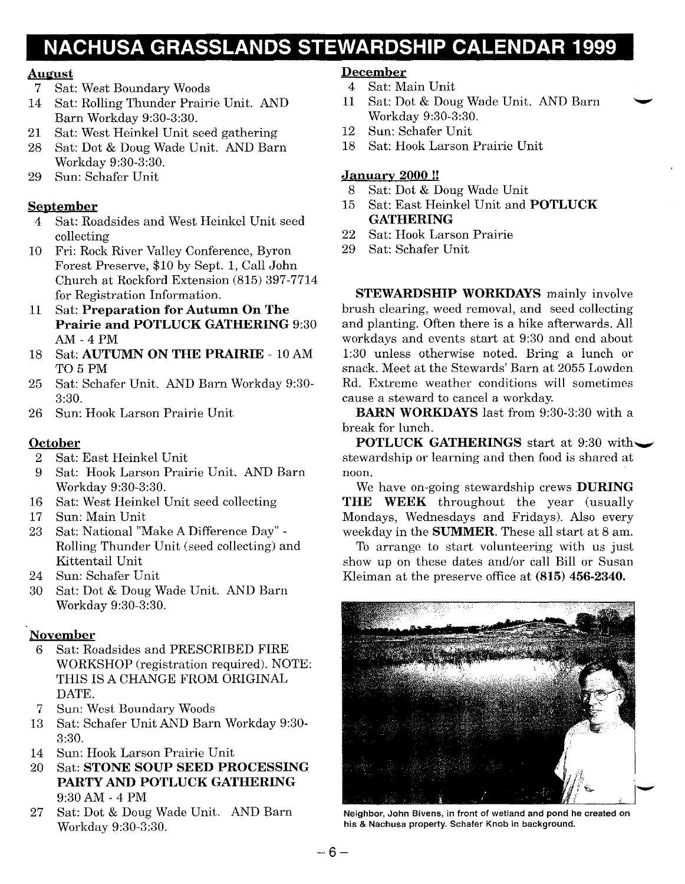# NACHUSA GRASSLANDS STEWARDSHIP CALENDAR 1999

**August**

- 7 Sat: West Boundary Woods
- 14 Sat: Rolling Thunder Prairie Unit. AND Barn Workday 9:30-3:30.
- 21 Sat: West Heinkel Unit seed gathering
- 28 Sat: Dot & Doug Wade Unit. AND Barn Workday 9:30-3:30.
- 29 Sun: Schafer Unit

**September**

- 4 Sat: Roadsides and West Heinkel Unit seed collecting
- 10 Fri: Rock River Valley Conference, Byron Forest Preserve, $10 by Sept. 1, Call John Church at Rockford Extension (815) 397-7714 for Registration Information.
- 11 Sat: **Preparation for Autumn On The Prairie and POTLUCK GATHERING** 9:30 AM - 4 PM
- 18 Sat: **AUTUMN ON THE PRAIRIE** - 10 AM TO 5 PM
- 25 Sat: Schafer Unit. AND Barn Workday 9:30-3:30.
- 26 Sun: Hook Larson Prairie Unit

**October**

- 2 Sat: East Heinkel Unit
- 9 Sat: Hook Larson Prairie Unit. AND Barn Workday 9:30-3:30.
- 16 Sat: West Heinkel Unit seed collecting
- 17 Sun: Main Unit
- 23 Sat: National "Make A Difference Day" - Rolling Thunder Unit (seed collecting) and Kittentail Unit
- 24 Sun: Schafer Unit
- 30 Sat: Dot & Doug Wade Unit. AND Barn Workday 9:30-3:30.

**November**

- 6 Sat: Roadsides and PRESCRIBED FIRE WORKSHOP (registration required). NOTE: THIS IS A CHANGE FROM ORIGINAL DATE.
- 7 Sun: West Boundary Woods
- 13 Sat: Schafer Unit AND Barn Workday 9:30-3:30.
- 14 Sun: Hook Larson Prairie Unit
- 20 Sat: **STONE SOUP SEED PROCESSING PARTY AND POTLUCK GATHERING** 9:30 AM - 4 PM
- 27 Sat: Dot & Doug Wade Unit. AND Barn Workday 9:30-3:30.

**December**

- 4 Sat: Main Unit
- 11 Sat: Dot & Doug Wade Unit. AND Barn Workday 9:30-3:30.
- 12 Sun: Schafer Unit
- 18 Sat: Hook Larson Prairie Unit

**January 2000 !!**

- 8 Sat: Dot & Doug Wade Unit
- 15 Sat: East Heinkel Unit and **POTLUCK GATHERING**
- 22 Sat: Hook Larson Prairie
- 29 Sat: Schafer Unit

**STEWARDSHIP WORKDAYS** mainly involve brush clearing, weed removal, and seed collecting and planting. Often there is a hike afterwards. All workdays and events start at 9:30 and end about 1:30 unless otherwise noted. Bring a lunch or snack. Meet at the Stewards' Barn at 2055 Lowden Rd. Extreme weather conditions will sometimes cause a steward to cancel a workday.

**BARN WORKDAYS** last from 9:30-3:30 with a break for lunch.

**POTLUCK GATHERINGS** start at 9:30 with stewardship or learning and then food is shared at noon.

We have on-going stewardship crews **DURING THE WEEK** throughout the year (usually Mondays, Wednesdays and Fridays). Also every weekday in the **SUMMER**. These all start at 8 am.

To arrange to start volunteering with us just show up on these dates and/or call Bill or Susan Kleiman at the preserve office at **(815) 456-2340.**

Neighbor, John Bivens, in front of wetland and pond he created on his & Nachusa property. Schafer Knob in background.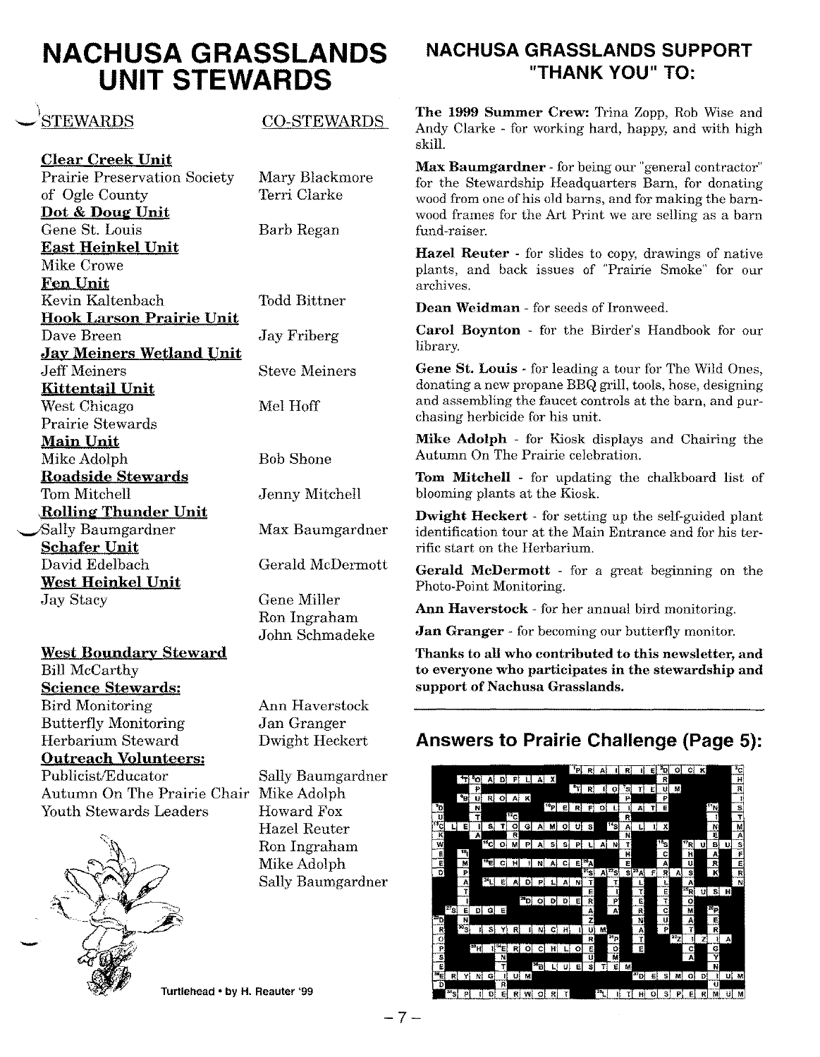# NACHUSA GRASSLANDS UNIT STEWARDS

| STEWARDS | CO-STEWARDS |
|---|---|
| **Clear Creek Unit** | |
| Prairie Preservation Society of Ogle County | Mary Blackmore |
| | Terri Clarke |
| **Dot & Doug Unit** | |
| Gene St. Louis | Barb Regan |
| **East Heinkel Unit** | |
| Mike Crowe | |
| **Fen Unit** | |
| Kevin Kaltenbach | Todd Bittner |
| **Hook Larson Prairie Unit** | |
| Dave Breen | Jay Friberg |
| **Jay Meiners Wetland Unit** | |
| Jeff Meiners | Steve Meiners |
| **Kittentail Unit** | |
| West Chicago Prairie Stewards | Mel Hoff |
| **Main Unit** | |
| Mike Adolph | Bob Shone |
| **Roadside Stewards** | |
| Tom Mitchell | Jenny Mitchell |
| **Rolling Thunder Unit** | |
| Sally Baumgardner | Max Baumgardner |
| **Schafer Unit** | |
| David Edelbach | Gerald McDermott |
| **West Heinkel Unit** | |
| Jay Stacy | Gene Miller |
| | Ron Ingraham |
| | John Schmadeke |
| **West Boundary Steward** | |
| Bill McCarthy | |
| **Science Stewards:** | |
| Bird Monitoring | Ann Haverstock |
| Butterfly Monitoring | Jan Granger |
| Herbarium Steward | Dwight Heckert |
| **Outreach Volunteers:** | |
| Publicist/Educator | Sally Baumgardner |
| Autumn On The Prairie Chair | Mike Adolph |
| Youth Stewards Leaders | Howard Fox |
| | Hazel Reuter |
| | Ron Ingraham |
| | Mike Adolph |
| | Sally Baumgardner |

Turtlehead • by H. Reauter '99

## NACHUSA GRASSLANDS SUPPORT "THANK YOU" TO:

**The 1999 Summer Crew:** Trina Zopp, Rob Wise and Andy Clarke - for working hard, happy, and with high skill.

**Max Baumgardner** - for being our "general contractor" for the Stewardship Headquarters Barn, for donating wood from one of his old barns, and for making the barn-wood frames for the Art Print we are selling as a barn fund-raiser.

**Hazel Reuter** - for slides to copy, drawings of native plants, and back issues of "Prairie Smoke" for our archives.

**Dean Weidman** - for seeds of Ironweed.

**Carol Boynton** - for the Birder's Handbook for our library.

**Gene St. Louis** - for leading a tour for The Wild Ones, donating a new propane BBQ grill, tools, hose, designing and assembling the faucet controls at the barn, and purchasing herbicide for his unit.

**Mike Adolph** - for Kiosk displays and Chairing the Autumn On The Prairie celebration.

**Tom Mitchell** - for updating the chalkboard list of blooming plants at the Kiosk.

**Dwight Heckert** - for setting up the self-guided plant identification tour at the Main Entrance and for his terrific start on the Herbarium.

**Gerald McDermott** - for a great beginning on the Photo-Point Monitoring.

**Ann Haverstock** - for her annual bird monitoring.

**Jan Granger** - for becoming our butterfly monitor.

**Thanks to all who contributed to this newsletter, and to everyone who participates in the stewardship and support of Nachusa Grasslands.**

## Answers to Prairie Challenge (Page 5):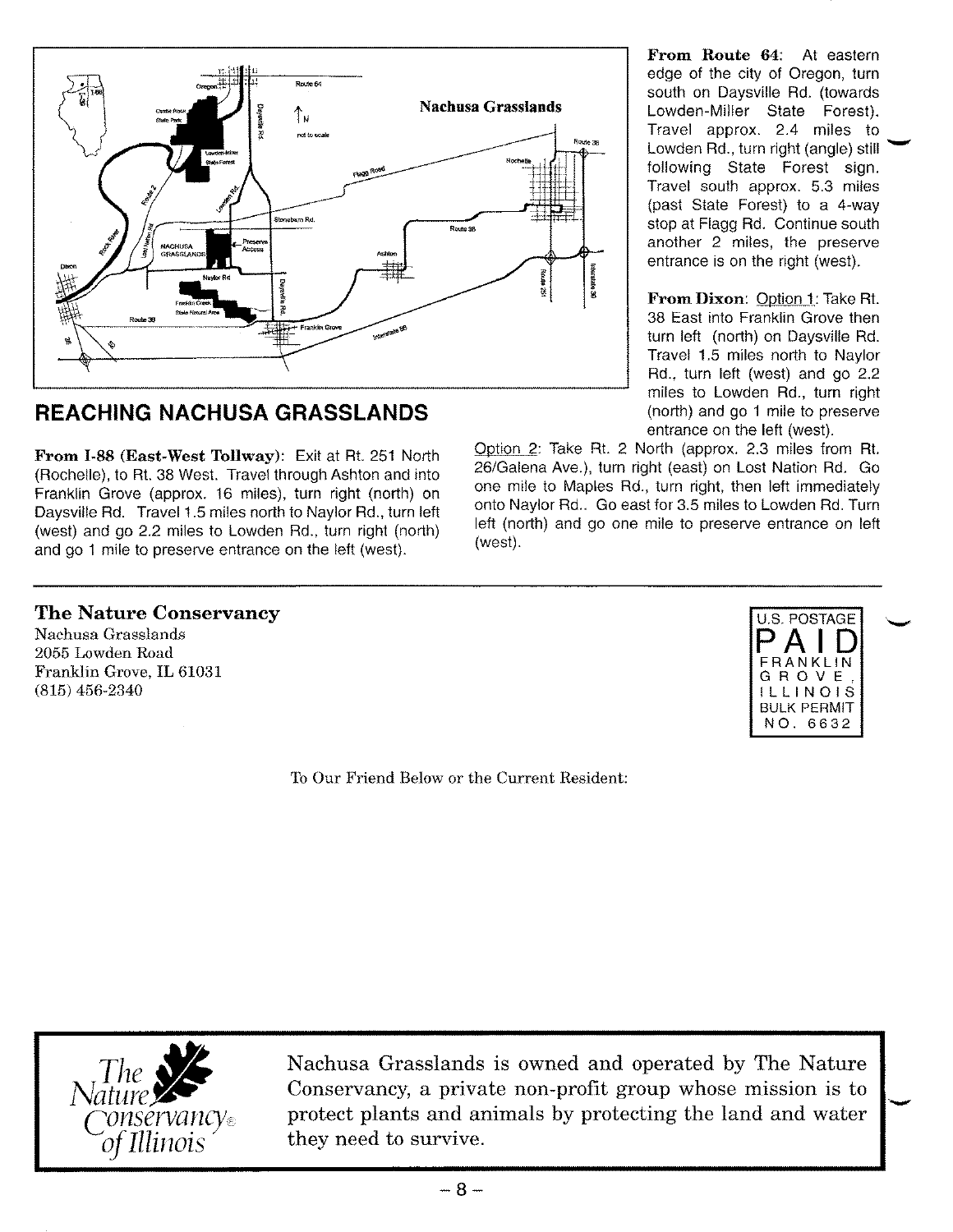## REACHING NACHUSA GRASSLANDS

**From I-88 (East-West Tollway)**: Exit at Rt. 251 North (Rochelle), to Rt. 38 West. Travel through Ashton and into Franklin Grove (approx. 16 miles), turn right (north) on Daysville Rd. Travel 1.5 miles north to Naylor Rd., turn left (west) and go 2.2 miles to Lowden Rd., turn right (north) and go 1 mile to preserve entrance on the left (west).

**From Route 64**: At eastern edge of the city of Oregon, turn south on Daysville Rd. (towards Lowden-Miller State Forest). Travel approx. 2.4 miles to Lowden Rd., turn right (angle) still following State Forest sign. Travel south approx. 5.3 miles (past State Forest) to a 4-way stop at Flagg Rd. Continue south another 2 miles, the preserve entrance is on the right (west).

**From Dixon**: Option 1: Take Rt. 38 East into Franklin Grove then turn left (north) on Daysville Rd. Travel 1.5 miles north to Naylor Rd., turn left (west) and go 2.2 miles to Lowden Rd., turn right (north) and go 1 mile to preserve entrance on the left (west).

Option 2: Take Rt. 2 North (approx. 2.3 miles from Rt. 26/Galena Ave.), turn right (east) on Lost Nation Rd. Go one mile to Maples Rd., turn right, then left immediately onto Naylor Rd.. Go east for 3.5 miles to Lowden Rd. Turn left (north) and go one mile to preserve entrance on left (west).

---

**The Nature Conservancy**
Nachusa Grasslands
2055 Lowden Road
Franklin Grove, IL 61031
(815) 456-2340

U.S. POSTAGE
PAID
FRANKLIN GROVE, ILLINOIS
BULK PERMIT
NO. 6632

To Our Friend Below or the Current Resident:

The Nature Conservancy of Illinois

Nachusa Grasslands is owned and operated by The Nature Conservancy, a private non-profit group whose mission is to protect plants and animals by protecting the land and water they need to survive.